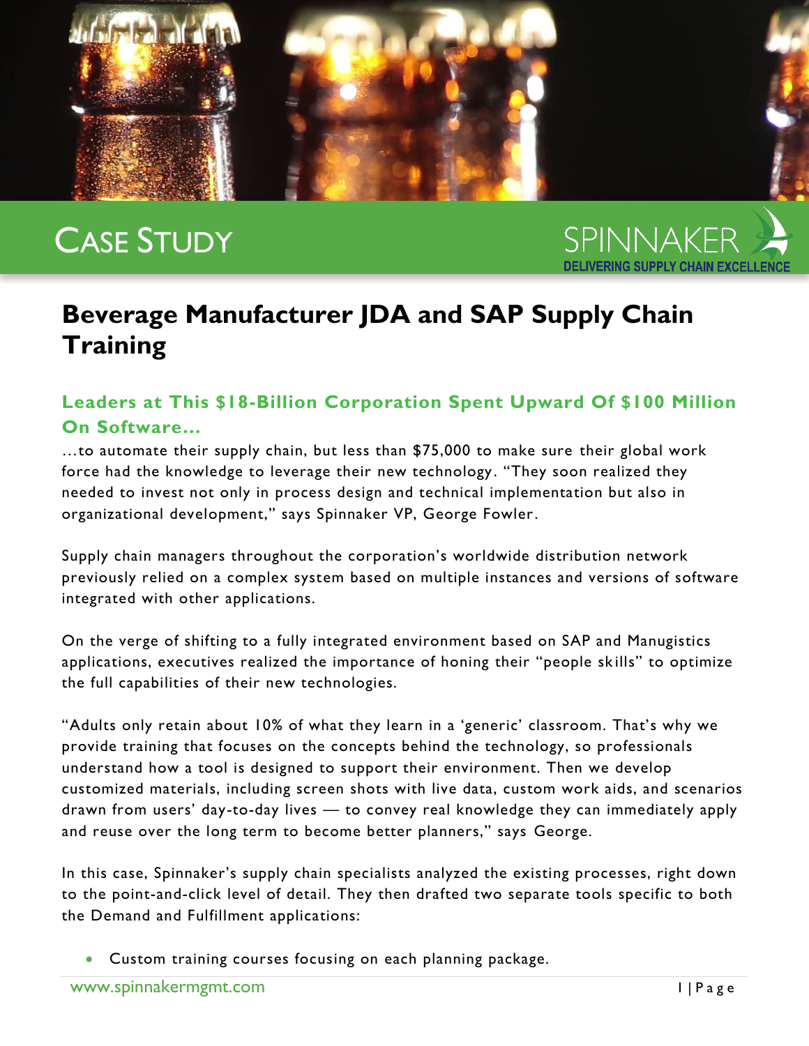CASE STUDY

SPINNAKER
DELIVERING SUPPLY CHAIN EXCELLENCE

# Beverage Manufacturer JDA and SAP Supply Chain Training

## Leaders at This $18-Billion Corporation Spent Upward Of $100 Million On Software…

…to automate their supply chain, but less than $75,000 to make sure their global work force had the knowledge to leverage their new technology. "They soon realized they needed to invest not only in process design and technical implementation but also in organizational development," says Spinnaker VP, George Fowler.

Supply chain managers throughout the corporation's worldwide distribution network previously relied on a complex system based on multiple instances and versions of software integrated with other applications.

On the verge of shifting to a fully integrated environment based on SAP and Manugistics applications, executives realized the importance of honing their "people skills" to optimize the full capabilities of their new technologies.

"Adults only retain about 10% of what they learn in a 'generic' classroom. That's why we provide training that focuses on the concepts behind the technology, so professionals understand how a tool is designed to support their environment. Then we develop customized materials, including screen shots with live data, custom work aids, and scenarios drawn from users' day-to-day lives — to convey real knowledge they can immediately apply and reuse over the long term to become better planners," says George.

In this case, Spinnaker's supply chain specialists analyzed the existing processes, right down to the point-and-click level of detail. They then drafted two separate tools specific to both the Demand and Fulfillment applications:

- Custom training courses focusing on each planning package.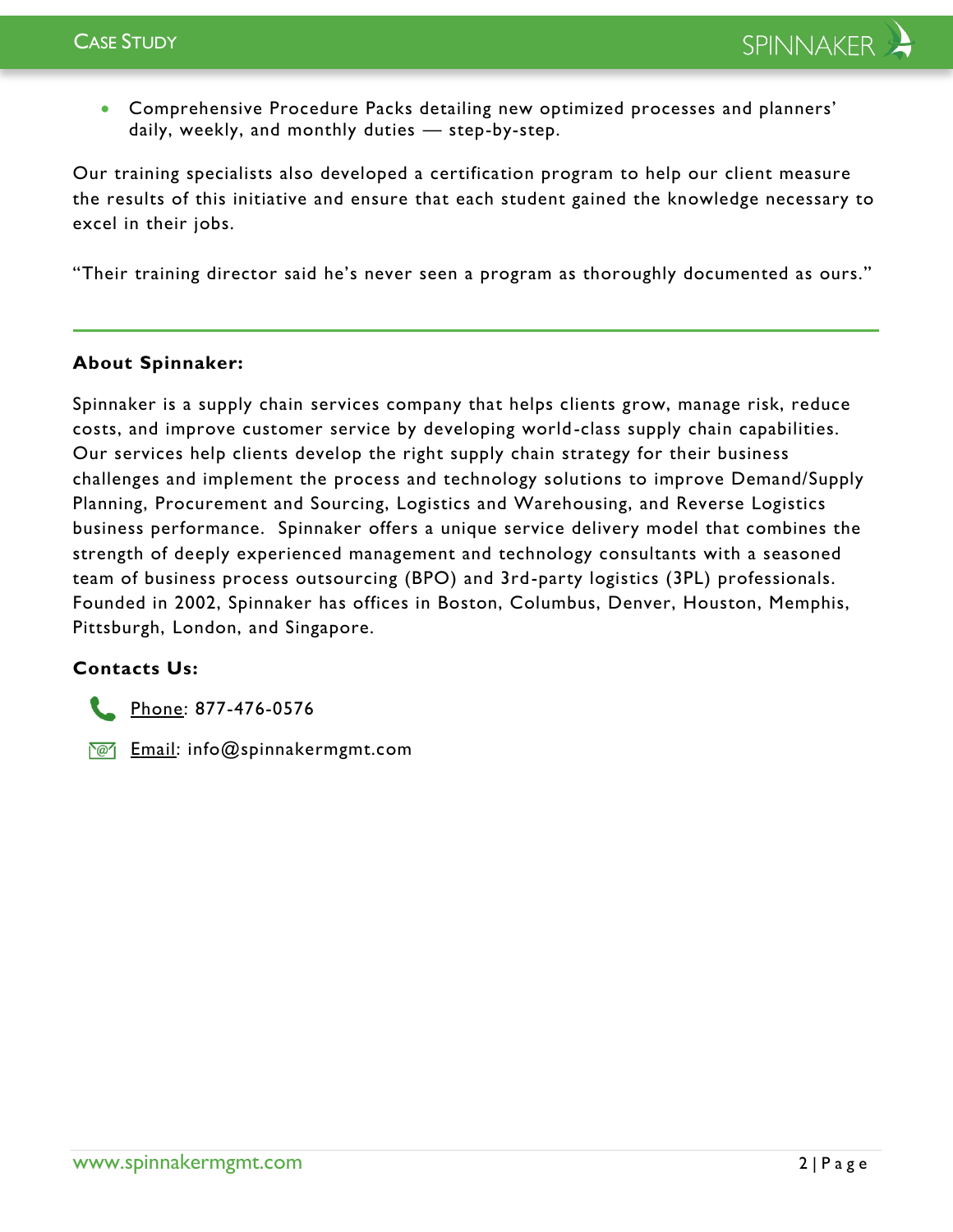- Comprehensive Procedure Packs detailing new optimized processes and planners' daily, weekly, and monthly duties — step-by-step.

Our training specialists also developed a certification program to help our client measure the results of this initiative and ensure that each student gained the knowledge necessary to excel in their jobs.

"Their training director said he's never seen a program as thoroughly documented as ours."

---

**About Spinnaker:**

Spinnaker is a supply chain services company that helps clients grow, manage risk, reduce costs, and improve customer service by developing world-class supply chain capabilities. Our services help clients develop the right supply chain strategy for their business challenges and implement the process and technology solutions to improve Demand/Supply Planning, Procurement and Sourcing, Logistics and Warehousing, and Reverse Logistics business performance. Spinnaker offers a unique service delivery model that combines the strength of deeply experienced management and technology consultants with a seasoned team of business process outsourcing (BPO) and 3rd-party logistics (3PL) professionals. Founded in 2002, Spinnaker has offices in Boston, Columbus, Denver, Houston, Memphis, Pittsburgh, London, and Singapore.

**Contacts Us:**

Phone: 877-476-0576

Email: info@spinnakermgmt.com